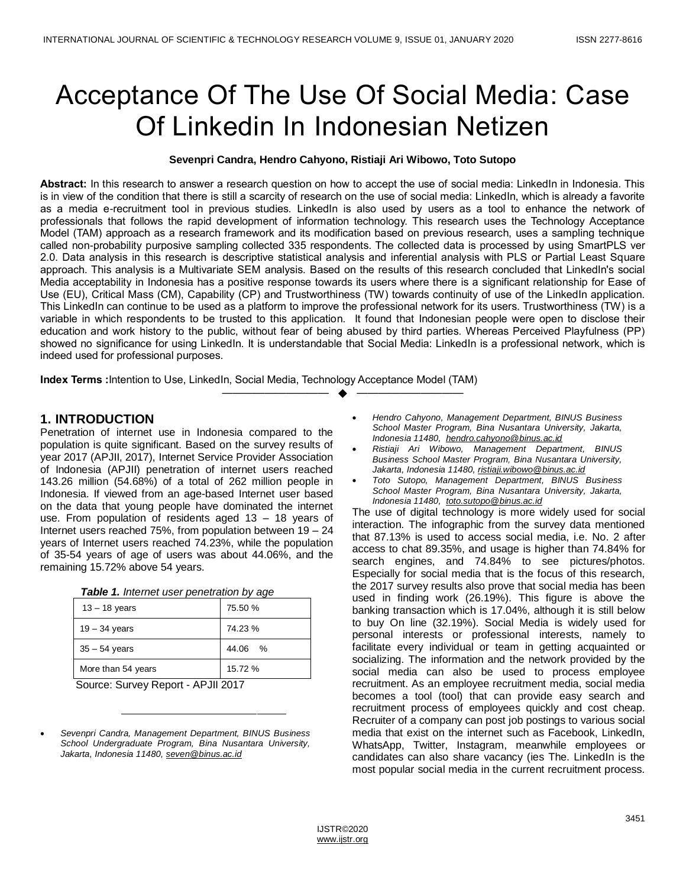# Acceptance Of The Use Of Social Media: Case Of Linkedin In Indonesian Netizen

**Sevenpri Candra, Hendro Cahyono, Ristiaji Ari Wibowo, Toto Sutopo**

**Abstract:** In this research to answer a research question on how to accept the use of social media: LinkedIn in Indonesia. This is in view of the condition that there is still a scarcity of research on the use of social media: LinkedIn, which is already a favorite as a media e-recruitment tool in previous studies. LinkedIn is also used by users as a tool to enhance the network of professionals that follows the rapid development of information technology. This research uses the Technology Acceptance Model (TAM) approach as a research framework and its modification based on previous research, uses a sampling technique called non-probability purposive sampling collected 335 respondents. The collected data is processed by using SmartPLS ver 2.0. Data analysis in this research is descriptive statistical analysis and inferential analysis with PLS or Partial Least Square approach. This analysis is a Multivariate SEM analysis. Based on the results of this research concluded that LinkedIn's social Media acceptability in Indonesia has a positive response towards its users where there is a significant relationship for Ease of Use (EU), Critical Mass (CM), Capability (CP) and Trustworthiness (TW) towards continuity of use of the LinkedIn application. This LinkedIn can continue to be used as a platform to improve the professional network for its users. Trustworthiness (TW) is a variable in which respondents to be trusted to this application. It found that Indonesian people were open to disclose their education and work history to the public, without fear of being abused by third parties. Whereas Perceived Playfulness (PP) showed no significance for using LinkedIn. It is understandable that Social Media: LinkedIn is a professional network, which is indeed used for professional purposes.

**Index Terms :** Intention to Use, LinkedIn, Social Media, Technology Acceptance Model (TAM)

## 1. INTRODUCTION

Penetration of internet use in Indonesia compared to the population is quite significant. Based on the survey results of year 2017 (APJII, 2017), Internet Service Provider Association of Indonesia (APJII) penetration of internet users reached 143.26 million (54.68%) of a total of 262 million people in Indonesia. If viewed from an age-based Internet user based on the data that young people have dominated the internet use. From population of residents aged 13 – 18 years of Internet users reached 75%, from population between 19 – 24 years of Internet users reached 74.23%, while the population of 35-54 years of age of users was about 44.06%, and the remaining 15.72% above 54 years.

***Table 1.*** *Internet user penetration by age*

| | |
|---|---|
| 13 – 18 years | 75.50 % |
| 19 – 34 years | 74.23 % |
| 35 – 54 years | 44.06 % |
| More than 54 years | 15.72 % |

Source: Survey Report - APJII 2017

- *Sevenpri Candra, Management Department, BINUS Business School Undergraduate Program, Bina Nusantara University, Jakarta, Indonesia 11480, seven@binus.ac.id*
- *Hendro Cahyono, Management Department, BINUS Business School Master Program, Bina Nusantara University, Jakarta, Indonesia 11480, hendro.cahyono@binus.ac.id*
- *Ristiaji Ari Wibowo, Management Department, BINUS Business School Master Program, Bina Nusantara University, Jakarta, Indonesia 11480, ristiaji.wibowo@binus.ac.id*
- *Toto Sutopo, Management Department, BINUS Business School Master Program, Bina Nusantara University, Jakarta, Indonesia 11480, toto.sutopo@binus.ac.id*

The use of digital technology is more widely used for social interaction. The infographic from the survey data mentioned that 87.13% is used to access social media, i.e. No. 2 after access to chat 89.35%, and usage is higher than 74.84% for search engines, and 74.84% to see pictures/photos. Especially for social media that is the focus of this research, the 2017 survey results also prove that social media has been used in finding work (26.19%). This figure is above the banking transaction which is 17.04%, although it is still below to buy On line (32.19%). Social Media is widely used for personal interests or professional interests, namely to facilitate every individual or team in getting acquainted or socializing. The information and the network provided by the social media can also be used to process employee recruitment. As an employee recruitment media, social media becomes a tool (tool) that can provide easy search and recruitment process of employees quickly and cost cheap. Recruiter of a company can post job postings to various social media that exist on the internet such as Facebook, LinkedIn, WhatsApp, Twitter, Instagram, meanwhile employees or candidates can also share vacancy (ies The. LinkedIn is the most popular social media in the current recruitment process.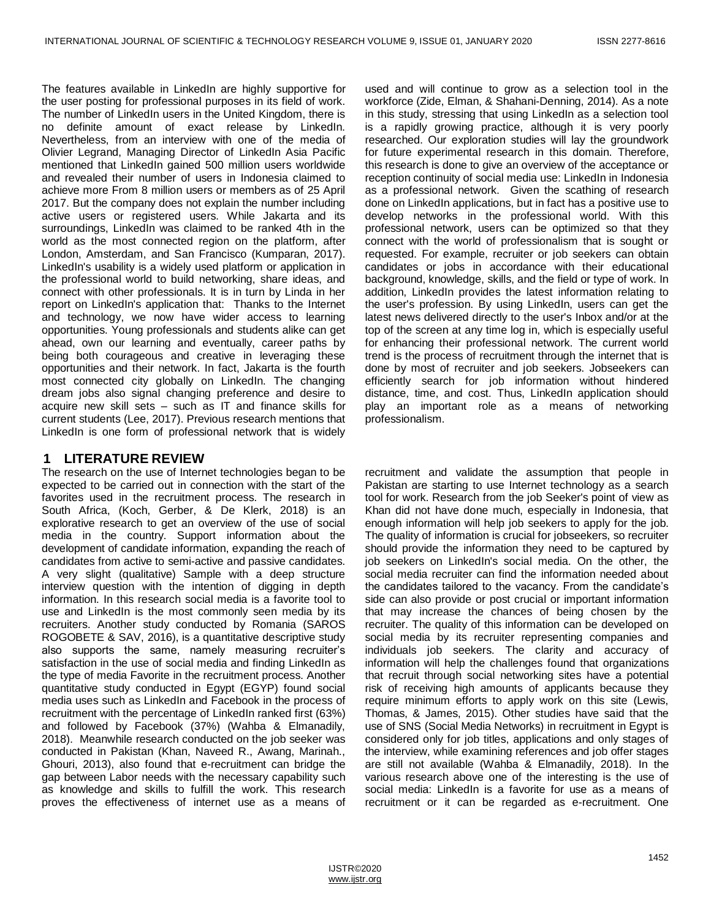The features available in LinkedIn are highly supportive for the user posting for professional purposes in its field of work. The number of LinkedIn users in the United Kingdom, there is no definite amount of exact release by LinkedIn. Nevertheless, from an interview with one of the media of Olivier Legrand, Managing Director of LinkedIn Asia Pacific mentioned that LinkedIn gained 500 million users worldwide and revealed their number of users in Indonesia claimed to achieve more From 8 million users or members as of 25 April 2017. But the company does not explain the number including active users or registered users. While Jakarta and its surroundings, LinkedIn was claimed to be ranked 4th in the world as the most connected region on the platform, after London, Amsterdam, and San Francisco (Kumparan, 2017). LinkedIn's usability is a widely used platform or application in the professional world to build networking, share ideas, and connect with other professionals. It is in turn by Linda in her report on LinkedIn's application that: Thanks to the Internet and technology, we now have wider access to learning opportunities. Young professionals and students alike can get ahead, own our learning and eventually, career paths by being both courageous and creative in leveraging these opportunities and their network. In fact, Jakarta is the fourth most connected city globally on LinkedIn. The changing dream jobs also signal changing preference and desire to acquire new skill sets – such as IT and finance skills for current students (Lee, 2017). Previous research mentions that LinkedIn is one form of professional network that is widely used and will continue to grow as a selection tool in the workforce (Zide, Elman, & Shahani-Denning, 2014). As a note in this study, stressing that using LinkedIn as a selection tool is a rapidly growing practice, although it is very poorly researched. Our exploration studies will lay the groundwork for future experimental research in this domain. Therefore, this research is done to give an overview of the acceptance or reception continuity of social media use: LinkedIn in Indonesia as a professional network. Given the scathing of research done on LinkedIn applications, but in fact has a positive use to develop networks in the professional world. With this professional network, users can be optimized so that they connect with the world of professionalism that is sought or requested. For example, recruiter or job seekers can obtain candidates or jobs in accordance with their educational background, knowledge, skills, and the field or type of work. In addition, LinkedIn provides the latest information relating to the user's profession. By using LinkedIn, users can get the latest news delivered directly to the user's Inbox and/or at the top of the screen at any time log in, which is especially useful for enhancing their professional network. The current world trend is the process of recruitment through the internet that is done by most of recruiter and job seekers. Jobseekers can efficiently search for job information without hindered distance, time, and cost. Thus, LinkedIn application should play an important role as a means of networking professionalism.

## 1 LITERATURE REVIEW

The research on the use of Internet technologies began to be expected to be carried out in connection with the start of the favorites used in the recruitment process. The research in South Africa, (Koch, Gerber, & De Klerk, 2018) is an explorative research to get an overview of the use of social media in the country. Support information about the development of candidate information, expanding the reach of candidates from active to semi-active and passive candidates. A very slight (qualitative) Sample with a deep structure interview question with the intention of digging in depth information. In this research social media is a favorite tool to use and LinkedIn is the most commonly seen media by its recruiters. Another study conducted by Romania (SAROS ROGOBETE & SAV, 2016), is a quantitative descriptive study also supports the same, namely measuring recruiter's satisfaction in the use of social media and finding LinkedIn as the type of media Favorite in the recruitment process. Another quantitative study conducted in Egypt (EGYP) found social media uses such as LinkedIn and Facebook in the process of recruitment with the percentage of LinkedIn ranked first (63%) and followed by Facebook (37%) (Wahba & Elmanadily, 2018). Meanwhile research conducted on the job seeker was conducted in Pakistan (Khan, Naveed R., Awang, Marinah., Ghouri, 2013), also found that e-recruitment can bridge the gap between Labor needs with the necessary capability such as knowledge and skills to fulfill the work. This research proves the effectiveness of internet use as a means of recruitment and validate the assumption that people in Pakistan are starting to use Internet technology as a search tool for work. Research from the job Seeker's point of view as Khan did not have done much, especially in Indonesia, that enough information will help job seekers to apply for the job. The quality of information is crucial for jobseekers, so recruiter should provide the information they need to be captured by job seekers on LinkedIn's social media. On the other, the social media recruiter can find the information needed about the candidates tailored to the vacancy. From the candidate's side can also provide or post crucial or important information that may increase the chances of being chosen by the recruiter. The quality of this information can be developed on social media by its recruiter representing companies and individuals job seekers. The clarity and accuracy of information will help the challenges found that organizations that recruit through social networking sites have a potential risk of receiving high amounts of applicants because they require minimum efforts to apply work on this site (Lewis, Thomas, & James, 2015). Other studies have said that the use of SNS (Social Media Networks) in recruitment in Egypt is considered only for job titles, applications and only stages of the interview, while examining references and job offer stages are still not available (Wahba & Elmanadily, 2018). In the various research above one of the interesting is the use of social media: LinkedIn is a favorite for use as a means of recruitment or it can be regarded as e-recruitment. One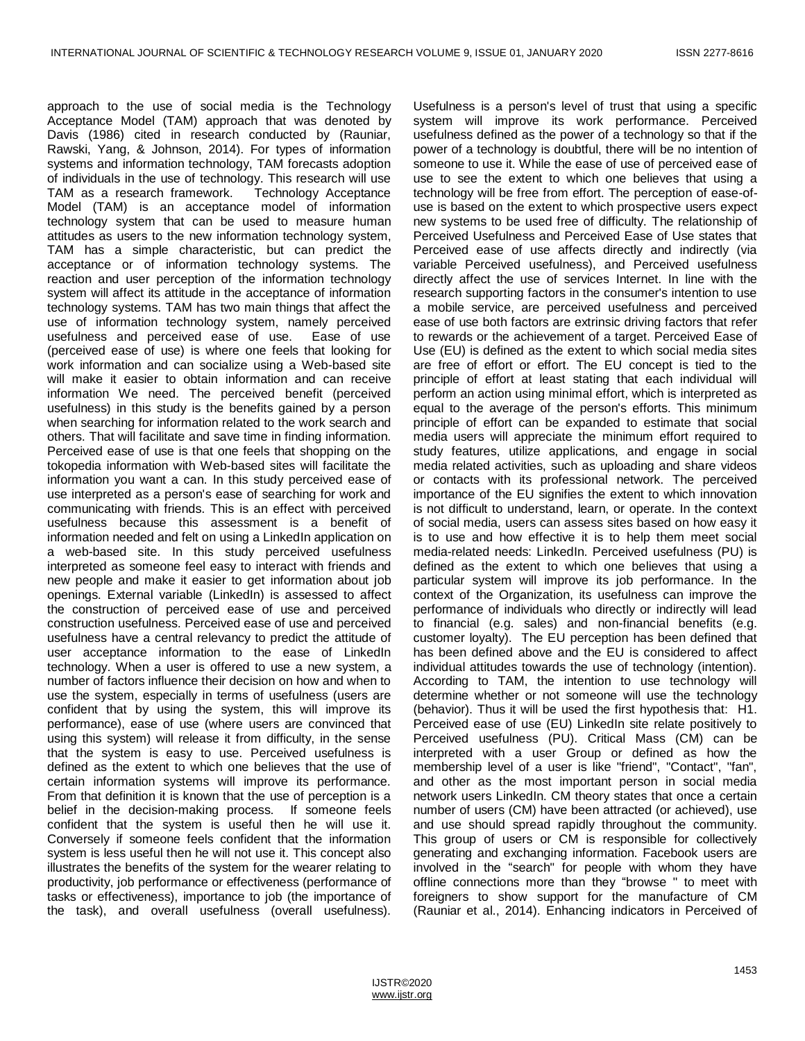approach to the use of social media is the Technology Acceptance Model (TAM) approach that was denoted by Davis (1986) cited in research conducted by (Rauniar, Rawski, Yang, & Johnson, 2014). For types of information systems and information technology, TAM forecasts adoption of individuals in the use of technology. This research will use TAM as a research framework. Technology Acceptance Model (TAM) is an acceptance model of information technology system that can be used to measure human attitudes as users to the new information technology system, TAM has a simple characteristic, but can predict the acceptance or of information technology systems. The reaction and user perception of the information technology system will affect its attitude in the acceptance of information technology systems. TAM has two main things that affect the use of information technology system, namely perceived usefulness and perceived ease of use. Ease of use (perceived ease of use) is where one feels that looking for work information and can socialize using a Web-based site will make it easier to obtain information and can receive information We need. The perceived benefit (perceived usefulness) in this study is the benefits gained by a person when searching for information related to the work search and others. That will facilitate and save time in finding information. Perceived ease of use is that one feels that shopping on the tokopedia information with Web-based sites will facilitate the information you want a can. In this study perceived ease of use interpreted as a person's ease of searching for work and communicating with friends. This is an effect with perceived usefulness because this assessment is a benefit of information needed and felt on using a LinkedIn application on a web-based site. In this study perceived usefulness interpreted as someone feel easy to interact with friends and new people and make it easier to get information about job openings. External variable (LinkedIn) is assessed to affect the construction of perceived ease of use and perceived construction usefulness. Perceived ease of use and perceived usefulness have a central relevancy to predict the attitude of user acceptance information to the ease of LinkedIn technology. When a user is offered to use a new system, a number of factors influence their decision on how and when to use the system, especially in terms of usefulness (users are confident that by using the system, this will improve its performance), ease of use (where users are convinced that using this system) will release it from difficulty, in the sense that the system is easy to use. Perceived usefulness is defined as the extent to which one believes that the use of certain information systems will improve its performance. From that definition it is known that the use of perception is a belief in the decision-making process. If someone feels confident that the system is useful then he will use it. Conversely if someone feels confident that the information system is less useful then he will not use it. This concept also illustrates the benefits of the system for the wearer relating to productivity, job performance or effectiveness (performance of tasks or effectiveness), importance to job (the importance of the task), and overall usefulness (overall usefulness). Usefulness is a person's level of trust that using a specific system will improve its work performance. Perceived usefulness defined as the power of a technology so that if the power of a technology is doubtful, there will be no intention of someone to use it. While the ease of use of perceived ease of use to see the extent to which one believes that using a technology will be free from effort. The perception of ease-of-use is based on the extent to which prospective users expect new systems to be used free of difficulty. The relationship of Perceived Usefulness and Perceived Ease of Use states that Perceived ease of use affects directly and indirectly (via variable Perceived usefulness), and Perceived usefulness directly affect the use of services Internet. In line with the research supporting factors in the consumer's intention to use a mobile service, are perceived usefulness and perceived ease of use both factors are extrinsic driving factors that refer to rewards or the achievement of a target. Perceived Ease of Use (EU) is defined as the extent to which social media sites are free of effort or effort. The EU concept is tied to the principle of effort at least stating that each individual will perform an action using minimal effort, which is interpreted as equal to the average of the person's efforts. This minimum principle of effort can be expanded to estimate that social media users will appreciate the minimum effort required to study features, utilize applications, and engage in social media related activities, such as uploading and share videos or contacts with its professional network. The perceived importance of the EU signifies the extent to which innovation is not difficult to understand, learn, or operate. In the context of social media, users can assess sites based on how easy it is to use and how effective it is to help them meet social media-related needs: LinkedIn. Perceived usefulness (PU) is defined as the extent to which one believes that using a particular system will improve its job performance. In the context of the Organization, its usefulness can improve the performance of individuals who directly or indirectly will lead to financial (e.g. sales) and non-financial benefits (e.g. customer loyalty). The EU perception has been defined that has been defined above and the EU is considered to affect individual attitudes towards the use of technology (intention). According to TAM, the intention to use technology will determine whether or not someone will use the technology (behavior). Thus it will be used the first hypothesis that: H1. Perceived ease of use (EU) LinkedIn site relate positively to Perceived usefulness (PU). Critical Mass (CM) can be interpreted with a user Group or defined as how the membership level of a user is like "friend", "Contact", "fan", and other as the most important person in social media network users LinkedIn. CM theory states that once a certain number of users (CM) have been attracted (or achieved), use and use should spread rapidly throughout the community. This group of users or CM is responsible for collectively generating and exchanging information. Facebook users are involved in the "search" for people with whom they have offline connections more than they "browse " to meet with foreigners to show support for the manufacture of CM (Rauniar et al., 2014). Enhancing indicators in Perceived of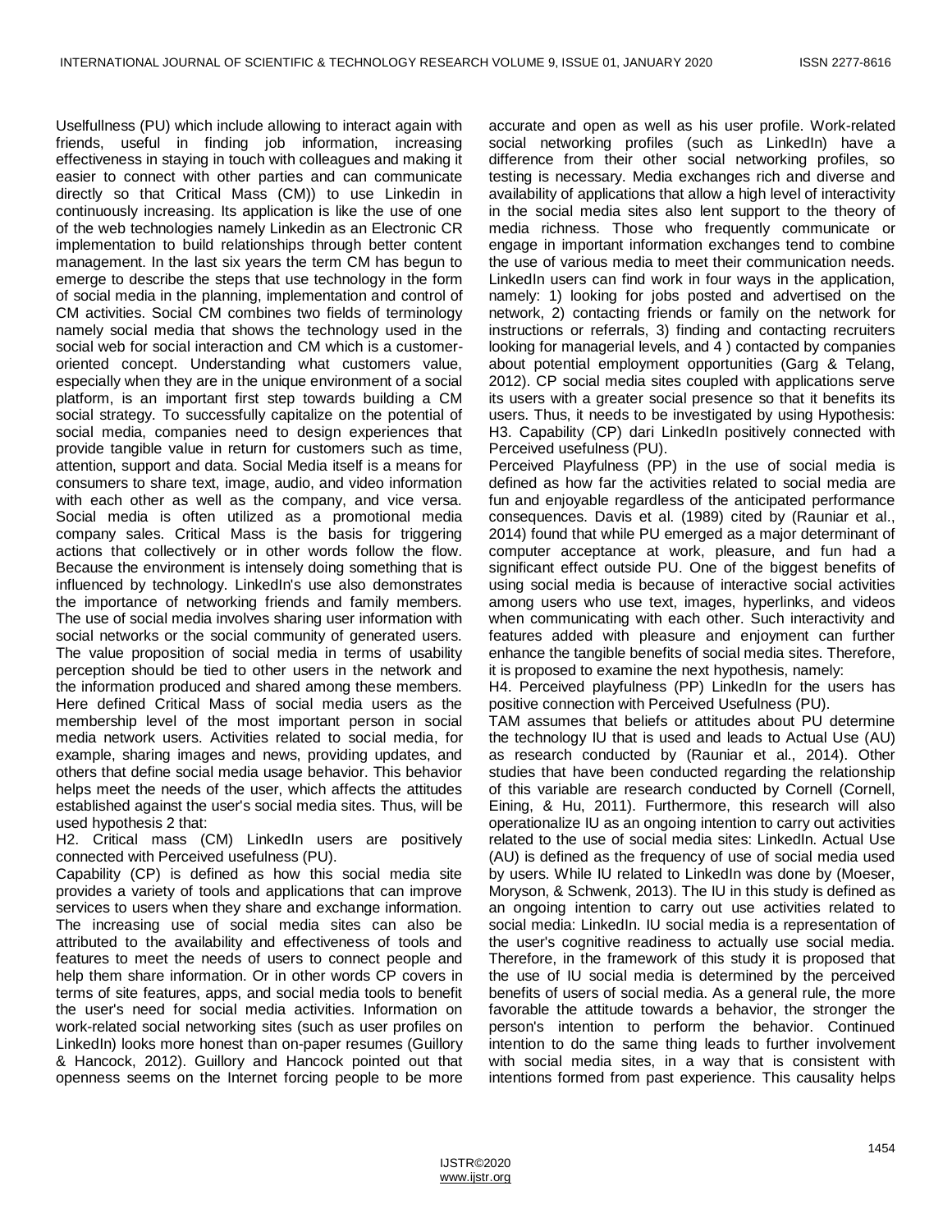Uselfullness (PU) which include allowing to interact again with friends, useful in finding job information, increasing effectiveness in staying in touch with colleagues and making it easier to connect with other parties and can communicate directly so that Critical Mass (CM)) to use Linkedin in continuously increasing. Its application is like the use of one of the web technologies namely Linkedin as an Electronic CR implementation to build relationships through better content management. In the last six years the term CM has begun to emerge to describe the steps that use technology in the form of social media in the planning, implementation and control of CM activities. Social CM combines two fields of terminology namely social media that shows the technology used in the social web for social interaction and CM which is a customer-oriented concept. Understanding what customers value, especially when they are in the unique environment of a social platform, is an important first step towards building a CM social strategy. To successfully capitalize on the potential of social media, companies need to design experiences that provide tangible value in return for customers such as time, attention, support and data. Social Media itself is a means for consumers to share text, image, audio, and video information with each other as well as the company, and vice versa. Social media is often utilized as a promotional media company sales. Critical Mass is the basis for triggering actions that collectively or in other words follow the flow. Because the environment is intensely doing something that is influenced by technology. LinkedIn's use also demonstrates the importance of networking friends and family members. The use of social media involves sharing user information with social networks or the social community of generated users. The value proposition of social media in terms of usability perception should be tied to other users in the network and the information produced and shared among these members. Here defined Critical Mass of social media users as the membership level of the most important person in social media network users. Activities related to social media, for example, sharing images and news, providing updates, and others that define social media usage behavior. This behavior helps meet the needs of the user, which affects the attitudes established against the user's social media sites. Thus, will be used hypothesis 2 that:

H2. Critical mass (CM) LinkedIn users are positively connected with Perceived usefulness (PU).

Capability (CP) is defined as how this social media site provides a variety of tools and applications that can improve services to users when they share and exchange information. The increasing use of social media sites can also be attributed to the availability and effectiveness of tools and features to meet the needs of users to connect people and help them share information. Or in other words CP covers in terms of site features, apps, and social media tools to benefit the user's need for social media activities. Information on work-related social networking sites (such as user profiles on LinkedIn) looks more honest than on-paper resumes (Guillory & Hancock, 2012). Guillory and Hancock pointed out that openness seems on the Internet forcing people to be more accurate and open as well as his user profile. Work-related social networking profiles (such as LinkedIn) have a difference from their other social networking profiles, so testing is necessary. Media exchanges rich and diverse and availability of applications that allow a high level of interactivity in the social media sites also lent support to the theory of media richness. Those who frequently communicate or engage in important information exchanges tend to combine the use of various media to meet their communication needs. LinkedIn users can find work in four ways in the application, namely: 1) looking for jobs posted and advertised on the network, 2) contacting friends or family on the network for instructions or referrals, 3) finding and contacting recruiters looking for managerial levels, and 4 ) contacted by companies about potential employment opportunities (Garg & Telang, 2012). CP social media sites coupled with applications serve its users with a greater social presence so that it benefits its users. Thus, it needs to be investigated by using Hypothesis:

H3. Capability (CP) dari LinkedIn positively connected with Perceived usefulness (PU).

Perceived Playfulness (PP) in the use of social media is defined as how far the activities related to social media are fun and enjoyable regardless of the anticipated performance consequences. Davis et al. (1989) cited by (Rauniar et al., 2014) found that while PU emerged as a major determinant of computer acceptance at work, pleasure, and fun had a significant effect outside PU. One of the biggest benefits of using social media is because of interactive social activities among users who use text, images, hyperlinks, and videos when communicating with each other. Such interactivity and features added with pleasure and enjoyment can further enhance the tangible benefits of social media sites. Therefore, it is proposed to examine the next hypothesis, namely:

H4. Perceived playfulness (PP) LinkedIn for the users has positive connection with Perceived Usefulness (PU).

TAM assumes that beliefs or attitudes about PU determine the technology IU that is used and leads to Actual Use (AU) as research conducted by (Rauniar et al., 2014). Other studies that have been conducted regarding the relationship of this variable are research conducted by Cornell (Cornell, Eining, & Hu, 2011). Furthermore, this research will also operationalize IU as an ongoing intention to carry out activities related to the use of social media sites: LinkedIn. Actual Use (AU) is defined as the frequency of use of social media used by users. While IU related to LinkedIn was done by (Moeser, Moryson, & Schwenk, 2013). The IU in this study is defined as an ongoing intention to carry out use activities related to social media: LinkedIn. IU social media is a representation of the user's cognitive readiness to actually use social media. Therefore, in the framework of this study it is proposed that the use of IU social media is determined by the perceived benefits of users of social media. As a general rule, the more favorable the attitude towards a behavior, the stronger the person's intention to perform the behavior. Continued intention to do the same thing leads to further involvement with social media sites, in a way that is consistent with intentions formed from past experience. This causality helps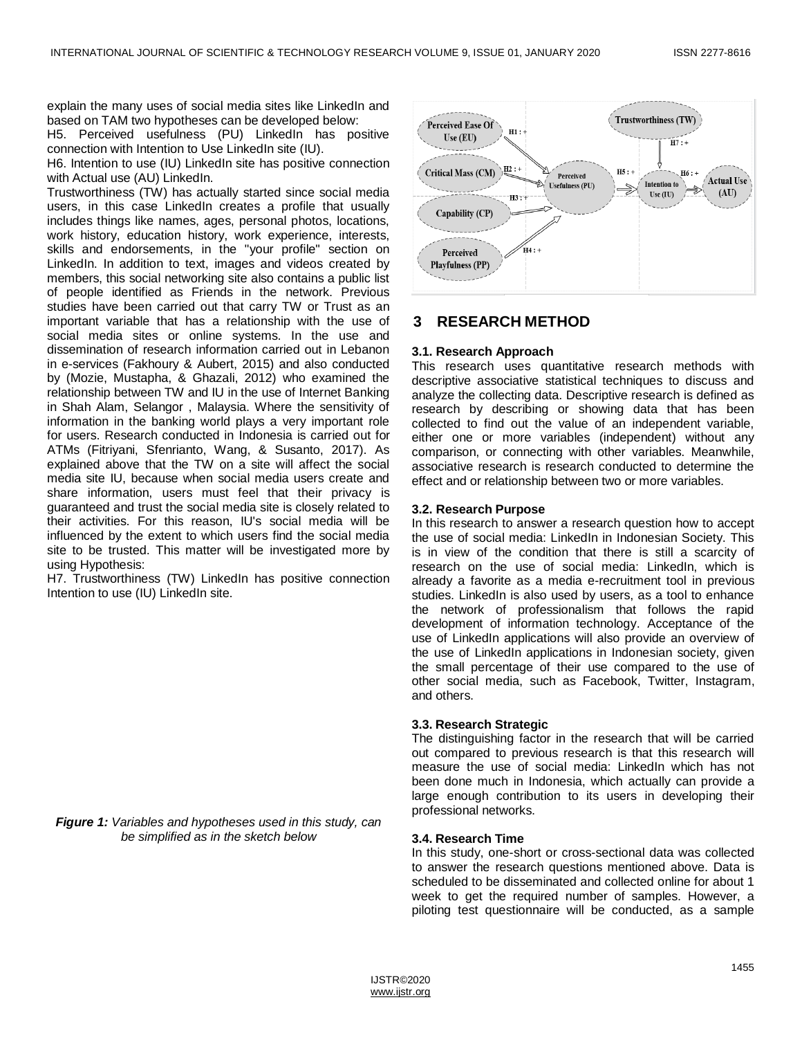explain the many uses of social media sites like LinkedIn and based on TAM two hypotheses can be developed below:

H5. Perceived usefulness (PU) LinkedIn has positive connection with Intention to Use LinkedIn site (IU).

H6. Intention to use (IU) LinkedIn site has positive connection with Actual use (AU) LinkedIn.

Trustworthiness (TW) has actually started since social media users, in this case LinkedIn creates a profile that usually includes things like names, ages, personal photos, locations, work history, education history, work experience, interests, skills and endorsements, in the "your profile" section on LinkedIn. In addition to text, images and videos created by members, this social networking site also contains a public list of people identified as Friends in the network. Previous studies have been carried out that carry TW or Trust as an important variable that has a relationship with the use of social media sites or online systems. In the use and dissemination of research information carried out in Lebanon in e-services (Fakhoury & Aubert, 2015) and also conducted by (Mozie, Mustapha, & Ghazali, 2012) who examined the relationship between TW and IU in the use of Internet Banking in Shah Alam, Selangor , Malaysia. Where the sensitivity of information in the banking world plays a very important role for users. Research conducted in Indonesia is carried out for ATMs (Fitriyani, Sfenrianto, Wang, & Susanto, 2017). As explained above that the TW on a site will affect the social media site IU, because when social media users create and share information, users must feel that their privacy is guaranteed and trust the social media site is closely related to their activities. For this reason, IU's social media will be influenced by the extent to which users find the social media site to be trusted. This matter will be investigated more by using Hypothesis:

H7. Trustworthiness (TW) LinkedIn has positive connection Intention to use (IU) LinkedIn site.

***Figure 1:*** *Variables and hypotheses used in this study, can be simplified as in the sketch below*

## 3 RESEARCH METHOD

### 3.1. Research Approach

This research uses quantitative research methods with descriptive associative statistical techniques to discuss and analyze the collecting data. Descriptive research is defined as research by describing or showing data that has been collected to find out the value of an independent variable, either one or more variables (independent) without any comparison, or connecting with other variables. Meanwhile, associative research is research conducted to determine the effect and or relationship between two or more variables.

### 3.2. Research Purpose

In this research to answer a research question how to accept the use of social media: LinkedIn in Indonesian Society. This is in view of the condition that there is still a scarcity of research on the use of social media: LinkedIn, which is already a favorite as a media e-recruitment tool in previous studies. LinkedIn is also used by users, as a tool to enhance the network of professionalism that follows the rapid development of information technology. Acceptance of the use of LinkedIn applications will also provide an overview of the use of LinkedIn applications in Indonesian society, given the small percentage of their use compared to the use of other social media, such as Facebook, Twitter, Instagram, and others.

### 3.3. Research Strategic

The distinguishing factor in the research that will be carried out compared to previous research is that this research will measure the use of social media: LinkedIn which has not been done much in Indonesia, which actually can provide a large enough contribution to its users in developing their professional networks.

### 3.4. Research Time

In this study, one-short or cross-sectional data was collected to answer the research questions mentioned above. Data is scheduled to be disseminated and collected online for about 1 week to get the required number of samples. However, a piloting test questionnaire will be conducted, as a sample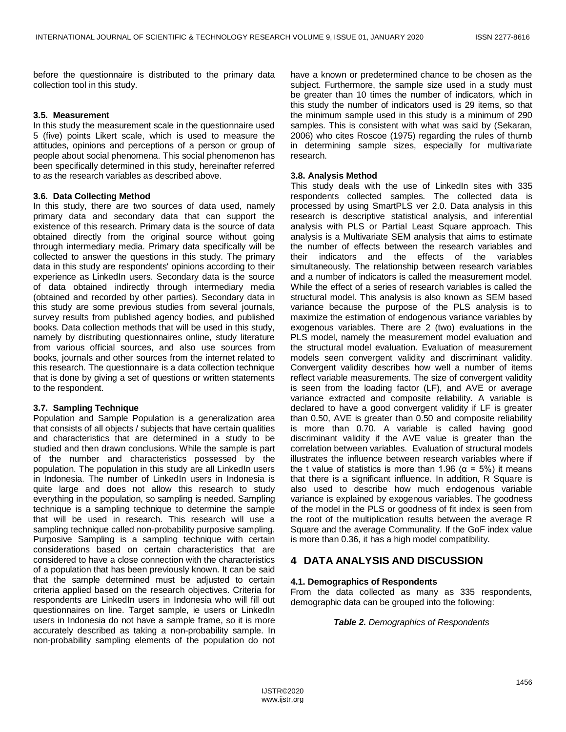before the questionnaire is distributed to the primary data collection tool in this study.

### 3.5. Measurement

In this study the measurement scale in the questionnaire used 5 (five) points Likert scale, which is used to measure the attitudes, opinions and perceptions of a person or group of people about social phenomena. This social phenomenon has been specifically determined in this study, hereinafter referred to as the research variables as described above.

### 3.6. Data Collecting Method

In this study, there are two sources of data used, namely primary data and secondary data that can support the existence of this research. Primary data is the source of data obtained directly from the original source without going through intermediary media. Primary data specifically will be collected to answer the questions in this study. The primary data in this study are respondents' opinions according to their experience as LinkedIn users. Secondary data is the source of data obtained indirectly through intermediary media (obtained and recorded by other parties). Secondary data in this study are some previous studies from several journals, survey results from published agency bodies, and published books. Data collection methods that will be used in this study, namely by distributing questionnaires online, study literature from various official sources, and also use sources from books, journals and other sources from the internet related to this research. The questionnaire is a data collection technique that is done by giving a set of questions or written statements to the respondent.

### 3.7. Sampling Technique

Population and Sample Population is a generalization area that consists of all objects / subjects that have certain qualities and characteristics that are determined in a study to be studied and then drawn conclusions. While the sample is part of the number and characteristics possessed by the population. The population in this study are all LinkedIn users in Indonesia. The number of LinkedIn users in Indonesia is quite large and does not allow this research to study everything in the population, so sampling is needed. Sampling technique is a sampling technique to determine the sample that will be used in research. This research will use a sampling technique called non-probability purposive sampling. Purposive Sampling is a sampling technique with certain considerations based on certain characteristics that are considered to have a close connection with the characteristics of a population that has been previously known. It can be said that the sample determined must be adjusted to certain criteria applied based on the research objectives. Criteria for respondents are LinkedIn users in Indonesia who will fill out questionnaires on line. Target sample, ie users or LinkedIn users in Indonesia do not have a sample frame, so it is more accurately described as taking a non-probability sample. In non-probability sampling elements of the population do not have a known or predetermined chance to be chosen as the subject. Furthermore, the sample size used in a study must be greater than 10 times the number of indicators, which in this study the number of indicators used is 29 items, so that the minimum sample used in this study is a minimum of 290 samples. This is consistent with what was said by (Sekaran, 2006) who cites Roscoe (1975) regarding the rules of thumb in determining sample sizes, especially for multivariate research.

### 3.8. Analysis Method

This study deals with the use of LinkedIn sites with 335 respondents collected samples. The collected data is processed by using SmartPLS ver 2.0. Data analysis in this research is descriptive statistical analysis, and inferential analysis with PLS or Partial Least Square approach. This analysis is a Multivariate SEM analysis that aims to estimate the number of effects between the research variables and their indicators and the effects of the variables simultaneously. The relationship between research variables and a number of indicators is called the measurement model. While the effect of a series of research variables is called the structural model. This analysis is also known as SEM based variance because the purpose of the PLS analysis is to maximize the estimation of endogenous variance variables by exogenous variables. There are 2 (two) evaluations in the PLS model, namely the measurement model evaluation and the structural model evaluation. Evaluation of measurement models seen convergent validity and discriminant validity. Convergent validity describes how well a number of items reflect variable measurements. The size of convergent validity is seen from the loading factor (LF), and AVE or average variance extracted and composite reliability. A variable is declared to have a good convergent validity if LF is greater than 0.50, AVE is greater than 0.50 and composite reliability is more than 0.70. A variable is called having good discriminant validity if the AVE value is greater than the correlation between variables. Evaluation of structural models illustrates the influence between research variables where if the t value of statistics is more than 1.96 ($\alpha$ = 5%) it means that there is a significant influence. In addition, R Square is also used to describe how much endogenous variable variance is explained by exogenous variables. The goodness of the model in the PLS or goodness of fit index is seen from the root of the multiplication results between the average R Square and the average Communality. If the GoF index value is more than 0.36, it has a high model compatibility.

## 4 DATA ANALYSIS AND DISCUSSION

### 4.1. Demographics of Respondents

From the data collected as many as 335 respondents, demographic data can be grouped into the following:

***Table 2.*** *Demographics of Respondents*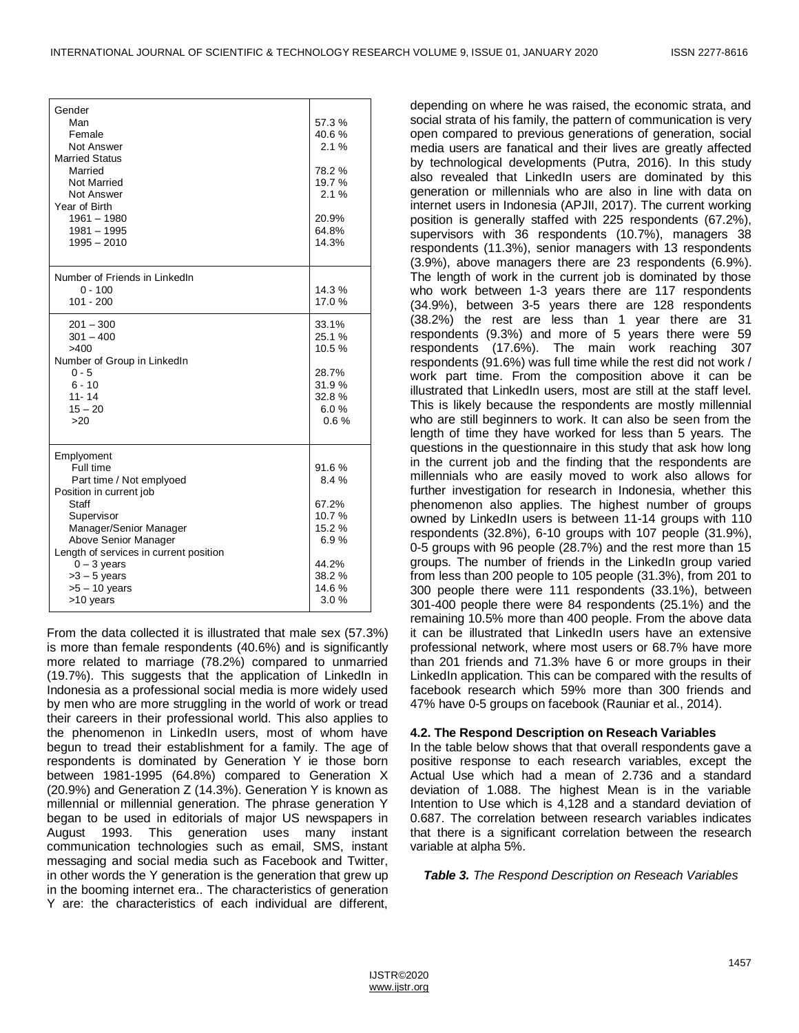| | |
|---|---|
| Gender | |
| Man | 57.3 % |
| Female | 40.6 % |
| Not Answer | 2.1 % |
| Married Status | |
| Married | 78.2 % |
| Not Married | 19.7 % |
| Not Answer | 2.1 % |
| Year of Birth | |
| 1961 – 1980 | 20.9% |
| 1981 – 1995 | 64.8% |
| 1995 – 2010 | 14.3% |
| Number of Friends in LinkedIn | |
| 0 - 100 | 14.3 % |
| 101 - 200 | 17.0 % |
| 201 – 300 | 33.1% |
| 301 – 400 | 25.1 % |
| >400 | 10.5 % |
| Number of Group in LinkedIn | |
| 0 - 5 | 28.7% |
| 6 - 10 | 31.9 % |
| 11- 14 | 32.8 % |
| 15 – 20 | 6.0 % |
| >20 | 0.6 % |
| Emplyoment | |
| Full time | 91.6 % |
| Part time / Not emplyoed | 8.4 % |
| Position in current job | |
| Staff | 67.2% |
| Supervisor | 10.7 % |
| Manager/Senior Manager | 15.2 % |
| Above Senior Manager | 6.9 % |
| Length of services in current position | |
| 0 – 3 years | 44.2% |
| >3 – 5 years | 38.2 % |
| >5 – 10 years | 14.6 % |
| >10 years | 3.0 % |

From the data collected it is illustrated that male sex (57.3%) is more than female respondents (40.6%) and is significantly more related to marriage (78.2%) compared to unmarried (19.7%). This suggests that the application of LinkedIn in Indonesia as a professional social media is more widely used by men who are more struggling in the world of work or tread their careers in their professional world. This also applies to the phenomenon in LinkedIn users, most of whom have begun to tread their establishment for a family. The age of respondents is dominated by Generation Y ie those born between 1981-1995 (64.8%) compared to Generation X (20.9%) and Generation Z (14.3%). Generation Y is known as millennial or millennial generation. The phrase generation Y began to be used in editorials of major US newspapers in August 1993. This generation uses many instant communication technologies such as email, SMS, instant messaging and social media such as Facebook and Twitter, in other words the Y generation is the generation that grew up in the booming internet era.. The characteristics of generation Y are: the characteristics of each individual are different, depending on where he was raised, the economic strata, and social strata of his family, the pattern of communication is very open compared to previous generations of generation, social media users are fanatical and their lives are greatly affected by technological developments (Putra, 2016). In this study also revealed that LinkedIn users are dominated by this generation or millennials who are also in line with data on internet users in Indonesia (APJII, 2017). The current working position is generally staffed with 225 respondents (67.2%), supervisors with 36 respondents (10.7%), managers 38 respondents (11.3%), senior managers with 13 respondents (3.9%), above managers there are 23 respondents (6.9%). The length of work in the current job is dominated by those who work between 1-3 years there are 117 respondents (34.9%), between 3-5 years there are 128 respondents (38.2%) the rest are less than 1 year there are 31 respondents (9.3%) and more of 5 years there were 59 respondents (17.6%). The main work reaching 307 respondents (91.6%) was full time while the rest did not work / work part time. From the composition above it can be illustrated that LinkedIn users, most are still at the staff level. This is likely because the respondents are mostly millennial who are still beginners to work. It can also be seen from the length of time they have worked for less than 5 years. The questions in the questionnaire in this study that ask how long in the current job and the finding that the respondents are millennials who are easily moved to work also allows for further investigation for research in Indonesia, whether this phenomenon also applies. The highest number of groups owned by LinkedIn users is between 11-14 groups with 110 respondents (32.8%), 6-10 groups with 107 people (31.9%), 0-5 groups with 96 people (28.7%) and the rest more than 15 groups. The number of friends in the LinkedIn group varied from less than 200 people to 105 people (31.3%), from 201 to 300 people there were 111 respondents (33.1%), between 301-400 people there were 84 respondents (25.1%) and the remaining 10.5% more than 400 people. From the above data it can be illustrated that LinkedIn users have an extensive professional network, where most users or 68.7% have more than 201 friends and 71.3% have 6 or more groups in their LinkedIn application. This can be compared with the results of facebook research which 59% more than 300 friends and 47% have 0-5 groups on facebook (Rauniar et al., 2014).

### 4.2. The Respond Description on Reseach Variables

In the table below shows that that overall respondents gave a positive response to each research variables, except the Actual Use which had a mean of 2.736 and a standard deviation of 1.088. The highest Mean is in the variable Intention to Use which is 4,128 and a standard deviation of 0.687. The correlation between research variables indicates that there is a significant correlation between the research variable at alpha 5%.

***Table 3.*** *The Respond Description on Reseach Variables*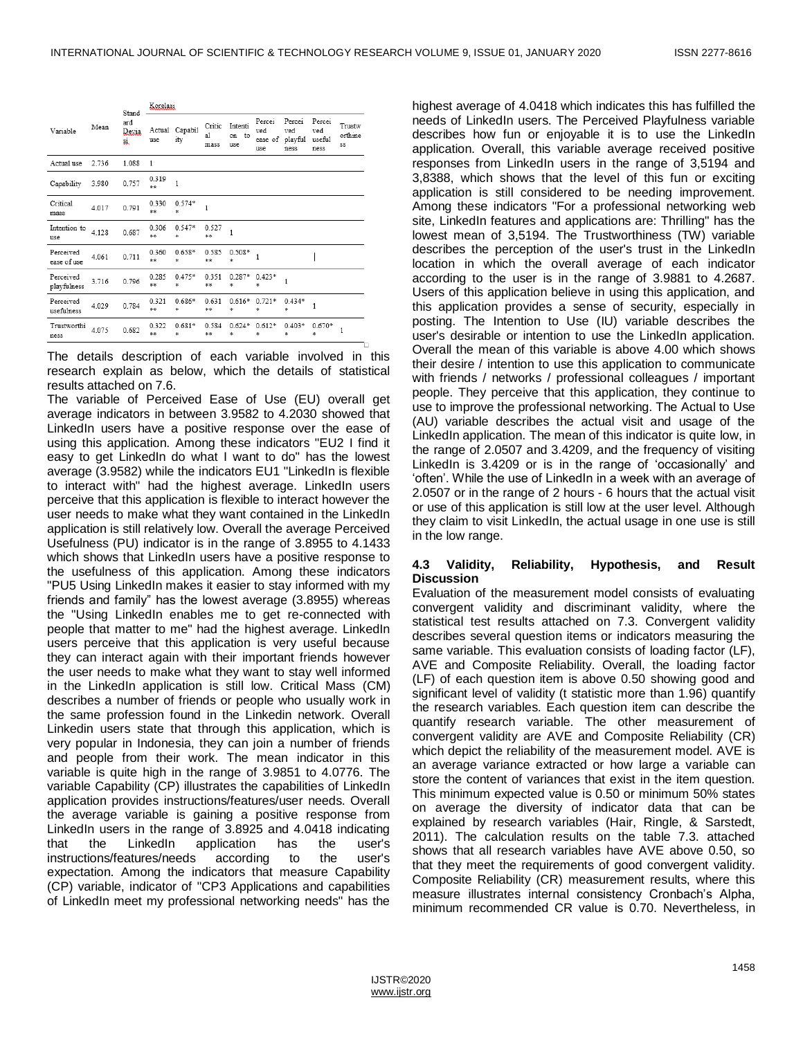| Variable | Mean | Standard Deviasi | Korelasi | | | | | | | | |
|---|---|---|---|---|---|---|---|---|---|---|---|
| | | | Actual use | Capability | Critical mass | Intention to use | Perceived ease of use | Perceived playfulness | Perceived usefulness | Trustworthiness |
| Actual use | 2.736 | 1.088 | 1 | | | | | | | |
| Capability | 3.980 | 0.757 | 0.319** | 1 | | | | | | |
| Critical mass | 4.017 | 0.791 | 0.330** | 0.574** | 1 | | | | | |
| Intention to use | 4.128 | 0.687 | 0.306** | 0.547** | 0.527** | 1 | | | | |
| Perceived ease of use | 4.061 | 0.711 | 0.360** | 0.658** | 0.585** | 0.508** | 1 | | | |
| Perceived playfulness | 3.716 | 0.796 | 0.285** | 0.475** | 0.351** | 0.287** | 0.423** | 1 | | |
| Perceived usefulness | 4.029 | 0.784 | 0.321** | 0.686** | 0.631** | 0.616** | 0.721** | 0.434** | 1 | |
| Trustworthiness | 4.075 | 0.682 | 0.322** | 0.681** | 0.584** | 0.624** | 0.612** | 0.403** | 0.670** | 1 |

The details description of each variable involved in this research explain as below, which the details of statistical results attached on 7.6.

The variable of Perceived Ease of Use (EU) overall get average indicators in between 3.9582 to 4.2030 showed that LinkedIn users have a positive response over the ease of using this application. Among these indicators "EU2 I find it easy to get LinkedIn do what I want to do" has the lowest average (3.9582) while the indicators EU1 "LinkedIn is flexible to interact with" had the highest average. LinkedIn users perceive that this application is flexible to interact however the user needs to make what they want contained in the LinkedIn application is still relatively low. Overall the average Perceived Usefulness (PU) indicator is in the range of 3.8955 to 4.1433 which shows that LinkedIn users have a positive response to the usefulness of this application. Among these indicators "PU5 Using LinkedIn makes it easier to stay informed with my friends and family" has the lowest average (3.8955) whereas the "Using LinkedIn enables me to get re-connected with people that matter to me" had the highest average. LinkedIn users perceive that this application is very useful because they can interact again with their important friends however the user needs to make what they want to stay well informed in the LinkedIn application is still low. Critical Mass (CM) describes a number of friends or people who usually work in the same profession found in the Linkedin network. Overall Linkedin users state that through this application, which is very popular in Indonesia, they can join a number of friends and people from their work. The mean indicator in this variable is quite high in the range of 3.9851 to 4.0776. The variable Capability (CP) illustrates the capabilities of LinkedIn application provides instructions/features/user needs. Overall the average variable is gaining a positive response from LinkedIn users in the range of 3.8925 and 4.0418 indicating that the LinkedIn application has the user's instructions/features/needs according to the user's expectation. Among the indicators that measure Capability (CP) variable, indicator of "CP3 Applications and capabilities of LinkedIn meet my professional networking needs" has the highest average of 4.0418 which indicates this has fulfilled the needs of LinkedIn users. The Perceived Playfulness variable describes how fun or enjoyable it is to use the LinkedIn application. Overall, this variable average received positive responses from LinkedIn users in the range of 3,5194 and 3,8388, which shows that the level of this fun or exciting application is still considered to be needing improvement. Among these indicators "For a professional networking web site, LinkedIn features and applications are: Thrilling" has the lowest mean of 3,5194. The Trustworthiness (TW) variable describes the perception of the user's trust in the LinkedIn location in which the overall average of each indicator according to the user is in the range of 3.9881 to 4.2687. Users of this application believe in using this application, and this application provides a sense of security, especially in posting. The Intention to Use (IU) variable describes the user's desirable or intention to use the LinkedIn application. Overall the mean of this variable is above 4.00 which shows their desire / intention to use this application to communicate with friends / networks / professional colleagues / important people. They perceive that this application, they continue to use to improve the professional networking. The Actual to Use (AU) variable describes the actual visit and usage of the LinkedIn application. The mean of this indicator is quite low, in the range of 2.0507 and 3.4209, and the frequency of visiting LinkedIn is 3.4209 or is in the range of 'occasionally' and 'often'. While the use of LinkedIn in a week with an average of 2.0507 or in the range of 2 hours - 6 hours that the actual visit or use of this application is still low at the user level. Although they claim to visit LinkedIn, the actual usage in one use is still in the low range.

### 4.3 Validity, Reliability, Hypothesis, and Result Discussion

Evaluation of the measurement model consists of evaluating convergent validity and discriminant validity, where the statistical test results attached on 7.3. Convergent validity describes several question items or indicators measuring the same variable. This evaluation consists of loading factor (LF), AVE and Composite Reliability. Overall, the loading factor (LF) of each question item is above 0.50 showing good and significant level of validity (t statistic more than 1.96) quantify the research variables. Each question item can describe the quantify research variable. The other measurement of convergent validity are AVE and Composite Reliability (CR) which depict the reliability of the measurement model. AVE is an average variance extracted or how large a variable can store the content of variances that exist in the item question. This minimum expected value is 0.50 or minimum 50% states on average the diversity of indicator data that can be explained by research variables (Hair, Ringle, & Sarstedt, 2011). The calculation results on the table 7.3. attached shows that all research variables have AVE above 0.50, so that they meet the requirements of good convergent validity. Composite Reliability (CR) measurement results, where this measure illustrates internal consistency Cronbach's Alpha, minimum recommended CR value is 0.70. Nevertheless, in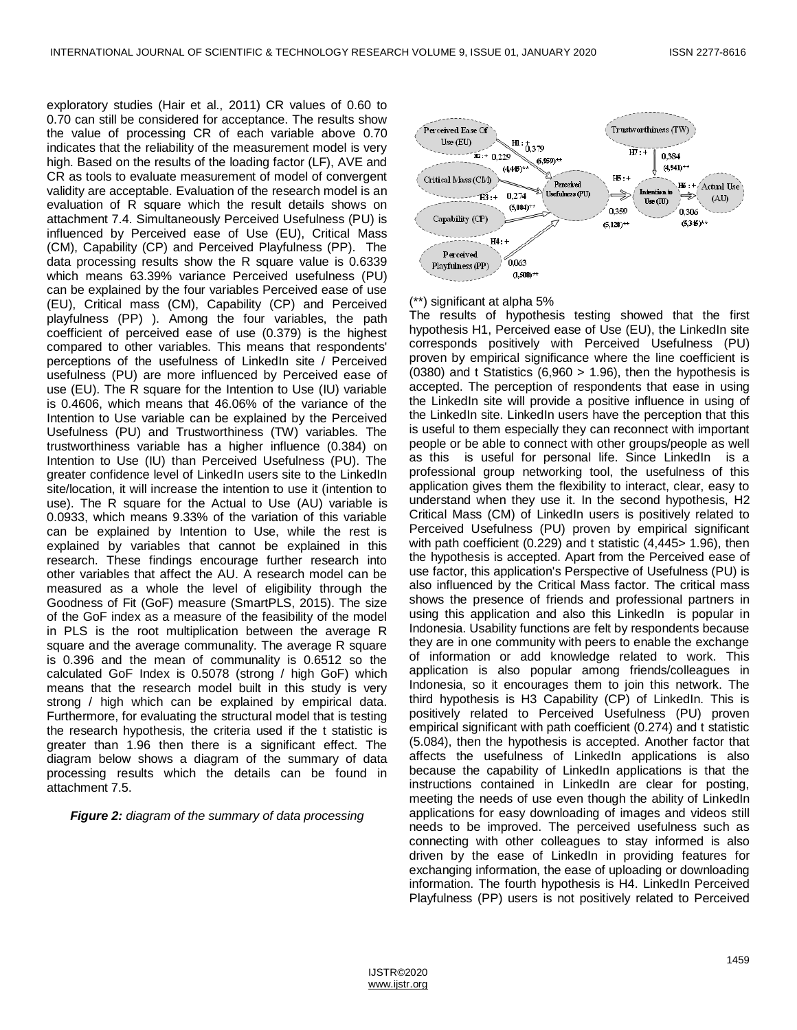exploratory studies (Hair et al., 2011) CR values of 0.60 to 0.70 can still be considered for acceptance. The results show the value of processing CR of each variable above 0.70 indicates that the reliability of the measurement model is very high. Based on the results of the loading factor (LF), AVE and CR as tools to evaluate measurement of model of convergent validity are acceptable. Evaluation of the research model is an evaluation of R square which the result details shows on attachment 7.4. Simultaneously Perceived Usefulness (PU) is influenced by Perceived ease of Use (EU), Critical Mass (CM), Capability (CP) and Perceived Playfulness (PP). The data processing results show the R square value is 0.6339 which means 63.39% variance Perceived usefulness (PU) can be explained by the four variables Perceived ease of use (EU), Critical mass (CM), Capability (CP) and Perceived playfulness (PP) ). Among the four variables, the path coefficient of perceived ease of use (0.379) is the highest compared to other variables. This means that respondents' perceptions of the usefulness of LinkedIn site / Perceived usefulness (PU) are more influenced by Perceived ease of use (EU). The R square for the Intention to Use (IU) variable is 0.4606, which means that 46.06% of the variance of the Intention to Use variable can be explained by the Perceived Usefulness (PU) and Trustworthiness (TW) variables. The trustworthiness variable has a higher influence (0.384) on Intention to Use (IU) than Perceived Usefulness (PU). The greater confidence level of LinkedIn users site to the LinkedIn site/location, it will increase the intention to use it (intention to use). The R square for the Actual to Use (AU) variable is 0.0933, which means 9.33% of the variation of this variable can be explained by Intention to Use, while the rest is explained by variables that cannot be explained in this research. These findings encourage further research into other variables that affect the AU. A research model can be measured as a whole the level of eligibility through the Goodness of Fit (GoF) measure (SmartPLS, 2015). The size of the GoF index as a measure of the feasibility of the model in PLS is the root multiplication between the average R square and the average communality. The average R square is 0.396 and the mean of communality is 0.6512 so the calculated GoF Index is 0.5078 (strong / high GoF) which means that the research model built in this study is very strong / high which can be explained by empirical data. Furthermore, for evaluating the structural model that is testing the research hypothesis, the criteria used if the t statistic is greater than 1.96 then there is a significant effect. The diagram below shows a diagram of the summary of data processing results which the details can be found in attachment 7.5.

***Figure 2:*** *diagram of the summary of data processing*

Perceived Ease Of Use (EU) — H1 : + 0,379 (6,959)** → Perceived Usefulness (PU)
Critical Mass (CM) — H2 : + 0,229 (4,445)** → Perceived Usefulness (PU)
Capability (CP) — H3 : + 0,274 (5,084)** → Perceived Usefulness (PU)
Perceived Playfulness (PP) — H4 : + 0.063 (1,508)** → Perceived Usefulness (PU)
Perceived Usefulness (PU) — H5 : + 0,359 (5,120)** → Intention to Use (IU)
Trustworthiness (TW) — H7 : + 0,384 (4,941)** → Intention to Use (IU)
Intention to Use (IU) — H6 : + 0,306 (5,345)** → Actual Use (AU)

(**) significant at alpha 5%

The results of hypothesis testing showed that the first hypothesis H1, Perceived ease of Use (EU), the LinkedIn site corresponds positively with Perceived Usefulness (PU) proven by empirical significance where the line coefficient is (0380) and t Statistics (6,960 > 1.96), then the hypothesis is accepted. The perception of respondents that ease in using the LinkedIn site will provide a positive influence in using of the LinkedIn site. LinkedIn users have the perception that this is useful to them especially they can reconnect with important people or be able to connect with other groups/people as well as this is useful for personal life. Since LinkedIn is a professional group networking tool, the usefulness of this application gives them the flexibility to interact, clear, easy to understand when they use it. In the second hypothesis, H2 Critical Mass (CM) of LinkedIn users is positively related to Perceived Usefulness (PU) proven by empirical significant with path coefficient (0.229) and t statistic (4,445> 1.96), then the hypothesis is accepted. Apart from the Perceived ease of use factor, this application's Perspective of Usefulness (PU) is also influenced by the Critical Mass factor. The critical mass shows the presence of friends and professional partners in using this application and also this LinkedIn is popular in Indonesia. Usability functions are felt by respondents because they are in one community with peers to enable the exchange of information or add knowledge related to work. This application is also popular among friends/colleagues in Indonesia, so it encourages them to join this network. The third hypothesis is H3 Capability (CP) of LinkedIn. This is positively related to Perceived Usefulness (PU) proven empirical significant with path coefficient (0.274) and t statistic (5.084), then the hypothesis is accepted. Another factor that affects the usefulness of LinkedIn applications is also because the capability of LinkedIn applications is that the instructions contained in LinkedIn are clear for posting, meeting the needs of use even though the ability of LinkedIn applications for easy downloading of images and videos still needs to be improved. The perceived usefulness such as connecting with other colleagues to stay informed is also driven by the ease of LinkedIn in providing features for exchanging information, the ease of uploading or downloading information. The fourth hypothesis is H4. LinkedIn Perceived Playfulness (PP) users is not positively related to Perceived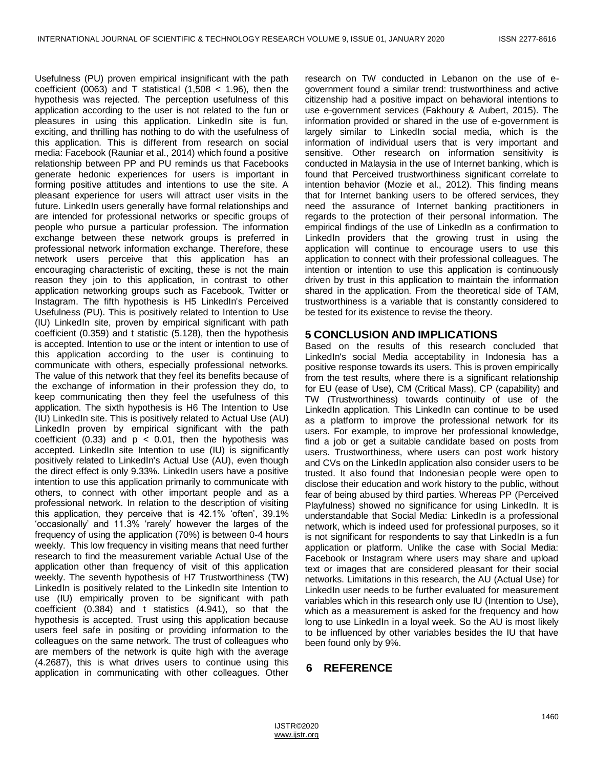Usefulness (PU) proven empirical insignificant with the path coefficient (0063) and T statistical (1,508 < 1.96), then the hypothesis was rejected. The perception usefulness of this application according to the user is not related to the fun or pleasures in using this application. LinkedIn site is fun, exciting, and thrilling has nothing to do with the usefulness of this application. This is different from research on social media: Facebook (Rauniar et al., 2014) which found a positive relationship between PP and PU reminds us that Facebooks generate hedonic experiences for users is important in forming positive attitudes and intentions to use the site. A pleasant experience for users will attract user visits in the future. LinkedIn users generally have formal relationships and are intended for professional networks or specific groups of people who pursue a particular profession. The information exchange between these network groups is preferred in professional network information exchange. Therefore, these network users perceive that this application has an encouraging characteristic of exciting, these is not the main reason they join to this application, in contrast to other application networking groups such as Facebook, Twitter or Instagram. The fifth hypothesis is H5 LinkedIn's Perceived Usefulness (PU). This is positively related to Intention to Use (IU) LinkedIn site, proven by empirical significant with path coefficient (0.359) and t statistic (5.128), then the hypothesis is accepted. Intention to use or the intent or intention to use of this application according to the user is continuing to communicate with others, especially professional networks. The value of this network that they feel its benefits because of the exchange of information in their profession they do, to keep communicating then they feel the usefulness of this application. The sixth hypothesis is H6 The Intention to Use (IU) LinkedIn site. This is positively related to Actual Use (AU) LinkedIn proven by empirical significant with the path coefficient (0.33) and $p < 0.01$, then the hypothesis was accepted. LinkedIn site Intention to use (IU) is significantly positively related to LinkedIn's Actual Use (AU), even though the direct effect is only 9.33%. LinkedIn users have a positive intention to use this application primarily to communicate with others, to connect with other important people and as a professional network. In relation to the description of visiting this application, they perceive that is 42.1% 'often', 39.1% 'occasionally' and 11.3% 'rarely' however the larges of the frequency of using the application (70%) is between 0-4 hours weekly. This low frequency in visiting means that need further research to find the measurement variable Actual Use of the application other than frequency of visit of this application weekly. The seventh hypothesis of H7 Trustworthiness (TW) LinkedIn is positively related to the LinkedIn site Intention to use (IU) empirically proven to be significant with path coefficient (0.384) and t statistics (4.941), so that the hypothesis is accepted. Trust using this application because users feel safe in positing or providing information to the colleagues on the same network. The trust of colleagues who are members of the network is quite high with the average (4.2687), this is what drives users to continue using this application in communicating with other colleagues. Other research on TW conducted in Lebanon on the use of e-government found a similar trend: trustworthiness and active citizenship had a positive impact on behavioral intentions to use e-government services (Fakhoury & Aubert, 2015). The information provided or shared in the use of e-government is largely similar to LinkedIn social media, which is the information of individual users that is very important and sensitive. Other research on information sensitivity is conducted in Malaysia in the use of Internet banking, which is found that Perceived trustworthiness significant correlate to intention behavior (Mozie et al., 2012). This finding means that for Internet banking users to be offered services, they need the assurance of Internet banking practitioners in regards to the protection of their personal information. The empirical findings of the use of LinkedIn as a confirmation to LinkedIn providers that the growing trust in using the application will continue to encourage users to use this application to connect with their professional colleagues. The intention or intention to use this application is continuously driven by trust in this application to maintain the information shared in the application. From the theoretical side of TAM, trustworthiness is a variable that is constantly considered to be tested for its existence to revise the theory.

## 5 CONCLUSION AND IMPLICATIONS

Based on the results of this research concluded that LinkedIn's social Media acceptability in Indonesia has a positive response towards its users. This is proven empirically from the test results, where there is a significant relationship for EU (ease of Use), CM (Critical Mass), CP (capability) and TW (Trustworthiness) towards continuity of use of the LinkedIn application. This LinkedIn can continue to be used as a platform to improve the professional network for its users. For example, to improve her professional knowledge, find a job or get a suitable candidate based on posts from users. Trustworthiness, where users can post work history and CVs on the LinkedIn application also consider users to be trusted. It also found that Indonesian people were open to disclose their education and work history to the public, without fear of being abused by third parties. Whereas PP (Perceived Playfulness) showed no significance for using LinkedIn. It is understandable that Social Media: LinkedIn is a professional network, which is indeed used for professional purposes, so it is not significant for respondents to say that LinkedIn is a fun application or platform. Unlike the case with Social Media: Facebook or Instagram where users may share and upload text or images that are considered pleasant for their social networks. Limitations in this research, the AU (Actual Use) for LinkedIn user needs to be further evaluated for measurement variables which in this research only use IU (Intention to Use), which as a measurement is asked for the frequency and how long to use LinkedIn in a loyal week. So the AU is most likely to be influenced by other variables besides the IU that have been found only by 9%.

## 6 REFERENCE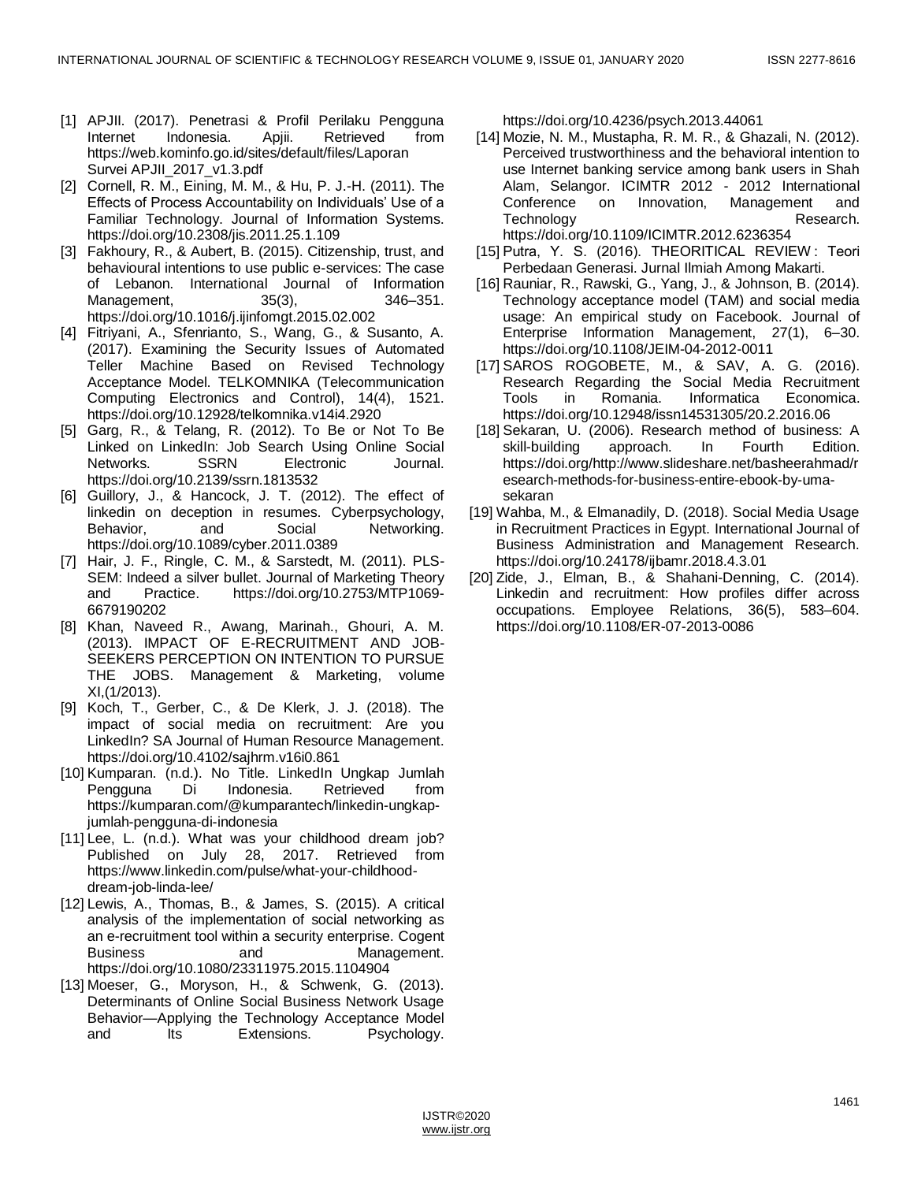[1] APJII. (2017). Penetrasi & Profil Perilaku Pengguna Internet Indonesia. Apjii. Retrieved from https://web.kominfo.go.id/sites/default/files/Laporan Survei APJII_2017_v1.3.pdf

[2] Cornell, R. M., Eining, M. M., & Hu, P. J.-H. (2011). The Effects of Process Accountability on Individuals' Use of a Familiar Technology. Journal of Information Systems. https://doi.org/10.2308/jis.2011.25.1.109

[3] Fakhoury, R., & Aubert, B. (2015). Citizenship, trust, and behavioural intentions to use public e-services: The case of Lebanon. International Journal of Information Management, 35(3), 346–351. https://doi.org/10.1016/j.ijinfomgt.2015.02.002

[4] Fitriyani, A., Sfenrianto, S., Wang, G., & Susanto, A. (2017). Examining the Security Issues of Automated Teller Machine Based on Revised Technology Acceptance Model. TELKOMNIKA (Telecommunication Computing Electronics and Control), 14(4), 1521. https://doi.org/10.12928/telkomnika.v14i4.2920

[5] Garg, R., & Telang, R. (2012). To Be or Not To Be Linked on LinkedIn: Job Search Using Online Social Networks. SSRN Electronic Journal. https://doi.org/10.2139/ssrn.1813532

[6] Guillory, J., & Hancock, J. T. (2012). The effect of linkedin on deception in resumes. Cyberpsychology, Behavior, and Social Networking. https://doi.org/10.1089/cyber.2011.0389

[7] Hair, J. F., Ringle, C. M., & Sarstedt, M. (2011). PLS-SEM: Indeed a silver bullet. Journal of Marketing Theory and Practice. https://doi.org/10.2753/MTP1069-6679190202

[8] Khan, Naveed R., Awang, Marinah., Ghouri, A. M. (2013). IMPACT OF E-RECRUITMENT AND JOB-SEEKERS PERCEPTION ON INTENTION TO PURSUE THE JOBS. Management & Marketing, volume XI,(1/2013).

[9] Koch, T., Gerber, C., & De Klerk, J. J. (2018). The impact of social media on recruitment: Are you LinkedIn? SA Journal of Human Resource Management. https://doi.org/10.4102/sajhrm.v16i0.861

[10] Kumparan. (n.d.). No Title. LinkedIn Ungkap Jumlah Pengguna Di Indonesia. Retrieved from https://kumparan.com/@kumparantech/linkedin-ungkap-jumlah-pengguna-di-indonesia

[11] Lee, L. (n.d.). What was your childhood dream job? Published on July 28, 2017. Retrieved from https://www.linkedin.com/pulse/what-your-childhood-dream-job-linda-lee/

[12] Lewis, A., Thomas, B., & James, S. (2015). A critical analysis of the implementation of social networking as an e-recruitment tool within a security enterprise. Cogent Business and Management. https://doi.org/10.1080/23311975.2015.1104904

[13] Moeser, G., Moryson, H., & Schwenk, G. (2013). Determinants of Online Social Business Network Usage Behavior—Applying the Technology Acceptance Model and Its Extensions. Psychology. https://doi.org/10.4236/psych.2013.44061

[14] Mozie, N. M., Mustapha, R. M. R., & Ghazali, N. (2012). Perceived trustworthiness and the behavioral intention to use Internet banking service among bank users in Shah Alam, Selangor. ICIMTR 2012 - 2012 International Conference on Innovation, Management and Technology Research. https://doi.org/10.1109/ICIMTR.2012.6236354

[15] Putra, Y. S. (2016). THEORITICAL REVIEW : Teori Perbedaan Generasi. Jurnal Ilmiah Among Makarti.

[16] Rauniar, R., Rawski, G., Yang, J., & Johnson, B. (2014). Technology acceptance model (TAM) and social media usage: An empirical study on Facebook. Journal of Enterprise Information Management, 27(1), 6–30. https://doi.org/10.1108/JEIM-04-2012-0011

[17] SAROS ROGOBETE, M., & SAV, A. G. (2016). Research Regarding the Social Media Recruitment Tools in Romania. Informatica Economica. https://doi.org/10.12948/issn14531305/20.2.2016.06

[18] Sekaran, U. (2006). Research method of business: A skill-building approach. In Fourth Edition. https://doi.org/http://www.slideshare.net/basheerahmad/research-methods-for-business-entire-ebook-by-uma-sekaran

[19] Wahba, M., & Elmanadily, D. (2018). Social Media Usage in Recruitment Practices in Egypt. International Journal of Business Administration and Management Research. https://doi.org/10.24178/ijbamr.2018.4.3.01

[20] Zide, J., Elman, B., & Shahani-Denning, C. (2014). Linkedin and recruitment: How profiles differ across occupations. Employee Relations, 36(5), 583–604. https://doi.org/10.1108/ER-07-2013-0086